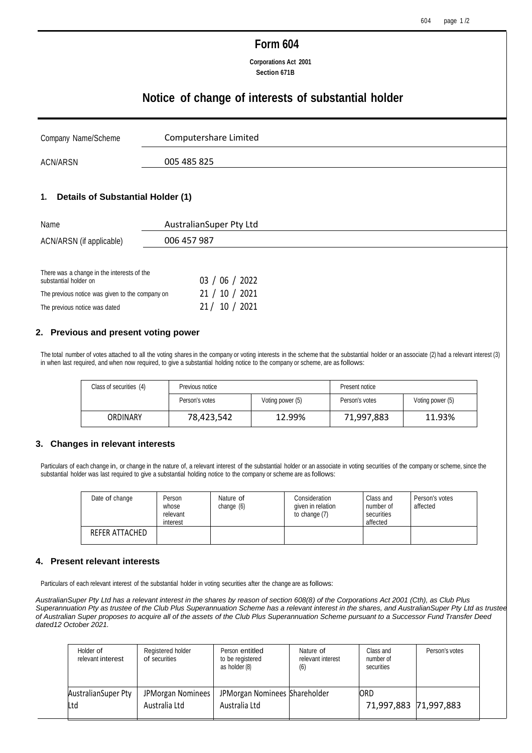# Form 604

**Corporations Act 2001**
**Section 671B**

## Notice of change of interests of substantial holder

| | |
|---|---|
| Company Name/Scheme | Computershare Limited |
| ACN/ARSN | 005 485 825 |

### 1. Details of Substantial Holder (1)

| | |
|---|---|
| Name | AustralianSuper Pty Ltd |
| ACN/ARSN (if applicable) | 006 457 987 |

| | |
|---|---|
| There was a change in the interests of the substantial holder on | 03 / 06 / 2022 |
| The previous notice was given to the company on | 21 / 10 / 2021 |
| The previous notice was dated | 21 / 10 / 2021 |

### 2. Previous and present voting power

The total number of votes attached to all the voting shares in the company or voting interests in the scheme that the substantial holder or an associate (2) had a relevant interest (3) in when last required, and when now required, to give a substantial holding notice to the company or scheme, are as follows:

| Class of securities (4) | Previous notice | | Present notice | |
|---|---|---|---|---|
| | Person's votes | Voting power (5) | Person's votes | Voting power (5) |
| ORDINARY | 78,423,542 | 12.99% | 71,997,883 | 11.93% |

### 3. Changes in relevant interests

Particulars of each change in, or change in the nature of, a relevant interest of the substantial holder or an associate in voting securities of the company or scheme, since the substantial holder was last required to give a substantial holding notice to the company or scheme are as follows:

| Date of change | Person whose relevant interest | Nature of change (6) | Consideration given in relation to change (7) | Class and number of securities affected | Person's votes affected |
|---|---|---|---|---|---|
| REFER ATTACHED | | | | | |

### 4. Present relevant interests

Particulars of each relevant interest of the substantial holder in voting securities after the change are as follows:

*AustralianSuper Pty Ltd has a relevant interest in the shares by reason of section 608(8) of the Corporations Act 2001 (Cth), as Club Plus Superannuation Pty as trustee of the Club Plus Superannuation Scheme has a relevant interest in the shares, and AustralianSuper Pty Ltd as trustee of Australian Super proposes to acquire all of the assets of the Club Plus Superannuation Scheme pursuant to a Successor Fund Transfer Deed dated12 October 2021.*

| Holder of relevant interest | Registered holder of securities | Person entitled to be registered as holder (8) | Nature of relevant interest (6) | Class and number of securities | Person's votes |
|---|---|---|---|---|---|
| AustralianSuper Pty Ltd | JPMorgan Nominees Australia Ltd | JPMorgan Nominees Australia Ltd | Shareholder | ORD 71,997,883 | 71,997,883 |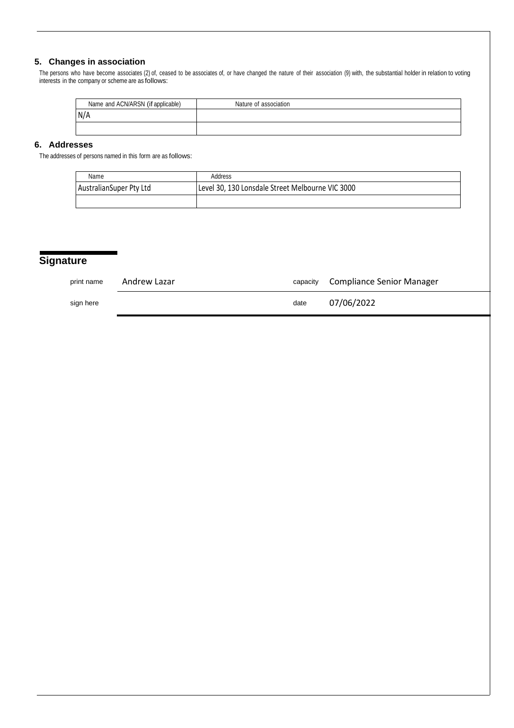## 5. Changes in association

The persons who have become associates (2) of, ceased to be associates of, or have changed the nature of their association (9) with, the substantial holder in relation to voting interests in the company or scheme are as follows:

| Name and ACN/ARSN (if applicable) | Nature of association |
| --- | --- |
| N/A | |
| | |

## 6. Addresses

The addresses of persons named in this form are as follows:

| Name | Address |
| --- | --- |
| AustralianSuper Pty Ltd | Level 30, 130 Lonsdale Street Melbourne VIC 3000 |
| | |

## Signature

| | | | |
| --- | --- | --- | --- |
| print name | Andrew Lazar | capacity | Compliance Senior Manager |
| sign here | | date | 07/06/2022 |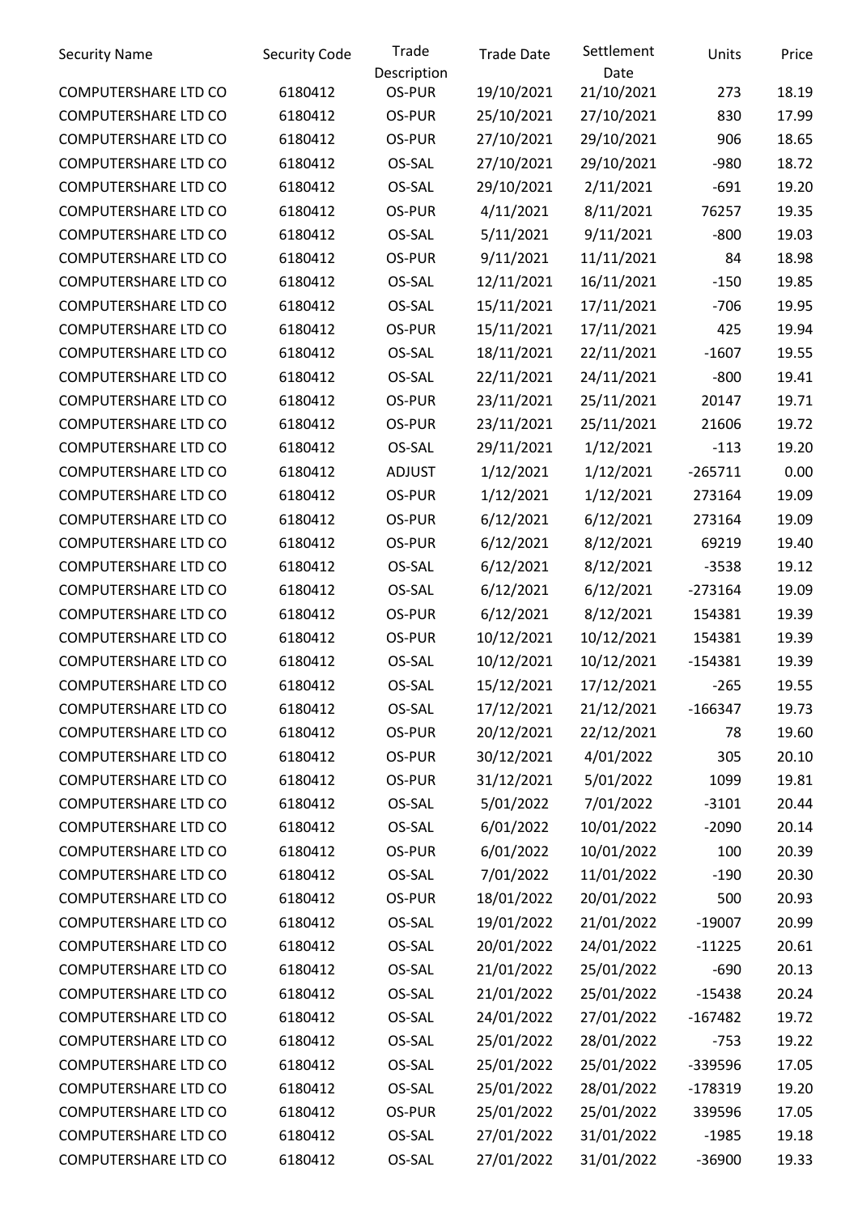| Security Name | Security Code | Trade Description | Trade Date | Settlement Date | Units | Price |
|---|---|---|---|---|---|---|
| COMPUTERSHARE LTD CO | 6180412 | OS-PUR | 19/10/2021 | 21/10/2021 | 273 | 18.19 |
| COMPUTERSHARE LTD CO | 6180412 | OS-PUR | 25/10/2021 | 27/10/2021 | 830 | 17.99 |
| COMPUTERSHARE LTD CO | 6180412 | OS-PUR | 27/10/2021 | 29/10/2021 | 906 | 18.65 |
| COMPUTERSHARE LTD CO | 6180412 | OS-SAL | 27/10/2021 | 29/10/2021 | -980 | 18.72 |
| COMPUTERSHARE LTD CO | 6180412 | OS-SAL | 29/10/2021 | 2/11/2021 | -691 | 19.20 |
| COMPUTERSHARE LTD CO | 6180412 | OS-PUR | 4/11/2021 | 8/11/2021 | 76257 | 19.35 |
| COMPUTERSHARE LTD CO | 6180412 | OS-SAL | 5/11/2021 | 9/11/2021 | -800 | 19.03 |
| COMPUTERSHARE LTD CO | 6180412 | OS-PUR | 9/11/2021 | 11/11/2021 | 84 | 18.98 |
| COMPUTERSHARE LTD CO | 6180412 | OS-SAL | 12/11/2021 | 16/11/2021 | -150 | 19.85 |
| COMPUTERSHARE LTD CO | 6180412 | OS-SAL | 15/11/2021 | 17/11/2021 | -706 | 19.95 |
| COMPUTERSHARE LTD CO | 6180412 | OS-PUR | 15/11/2021 | 17/11/2021 | 425 | 19.94 |
| COMPUTERSHARE LTD CO | 6180412 | OS-SAL | 18/11/2021 | 22/11/2021 | -1607 | 19.55 |
| COMPUTERSHARE LTD CO | 6180412 | OS-SAL | 22/11/2021 | 24/11/2021 | -800 | 19.41 |
| COMPUTERSHARE LTD CO | 6180412 | OS-PUR | 23/11/2021 | 25/11/2021 | 20147 | 19.71 |
| COMPUTERSHARE LTD CO | 6180412 | OS-PUR | 23/11/2021 | 25/11/2021 | 21606 | 19.72 |
| COMPUTERSHARE LTD CO | 6180412 | OS-SAL | 29/11/2021 | 1/12/2021 | -113 | 19.20 |
| COMPUTERSHARE LTD CO | 6180412 | ADJUST | 1/12/2021 | 1/12/2021 | -265711 | 0.00 |
| COMPUTERSHARE LTD CO | 6180412 | OS-PUR | 1/12/2021 | 1/12/2021 | 273164 | 19.09 |
| COMPUTERSHARE LTD CO | 6180412 | OS-PUR | 6/12/2021 | 6/12/2021 | 273164 | 19.09 |
| COMPUTERSHARE LTD CO | 6180412 | OS-PUR | 6/12/2021 | 8/12/2021 | 69219 | 19.40 |
| COMPUTERSHARE LTD CO | 6180412 | OS-SAL | 6/12/2021 | 8/12/2021 | -3538 | 19.12 |
| COMPUTERSHARE LTD CO | 6180412 | OS-SAL | 6/12/2021 | 6/12/2021 | -273164 | 19.09 |
| COMPUTERSHARE LTD CO | 6180412 | OS-PUR | 6/12/2021 | 8/12/2021 | 154381 | 19.39 |
| COMPUTERSHARE LTD CO | 6180412 | OS-PUR | 10/12/2021 | 10/12/2021 | 154381 | 19.39 |
| COMPUTERSHARE LTD CO | 6180412 | OS-SAL | 10/12/2021 | 10/12/2021 | -154381 | 19.39 |
| COMPUTERSHARE LTD CO | 6180412 | OS-SAL | 15/12/2021 | 17/12/2021 | -265 | 19.55 |
| COMPUTERSHARE LTD CO | 6180412 | OS-SAL | 17/12/2021 | 21/12/2021 | -166347 | 19.73 |
| COMPUTERSHARE LTD CO | 6180412 | OS-PUR | 20/12/2021 | 22/12/2021 | 78 | 19.60 |
| COMPUTERSHARE LTD CO | 6180412 | OS-PUR | 30/12/2021 | 4/01/2022 | 305 | 20.10 |
| COMPUTERSHARE LTD CO | 6180412 | OS-PUR | 31/12/2021 | 5/01/2022 | 1099 | 19.81 |
| COMPUTERSHARE LTD CO | 6180412 | OS-SAL | 5/01/2022 | 7/01/2022 | -3101 | 20.44 |
| COMPUTERSHARE LTD CO | 6180412 | OS-SAL | 6/01/2022 | 10/01/2022 | -2090 | 20.14 |
| COMPUTERSHARE LTD CO | 6180412 | OS-PUR | 6/01/2022 | 10/01/2022 | 100 | 20.39 |
| COMPUTERSHARE LTD CO | 6180412 | OS-SAL | 7/01/2022 | 11/01/2022 | -190 | 20.30 |
| COMPUTERSHARE LTD CO | 6180412 | OS-PUR | 18/01/2022 | 20/01/2022 | 500 | 20.93 |
| COMPUTERSHARE LTD CO | 6180412 | OS-SAL | 19/01/2022 | 21/01/2022 | -19007 | 20.99 |
| COMPUTERSHARE LTD CO | 6180412 | OS-SAL | 20/01/2022 | 24/01/2022 | -11225 | 20.61 |
| COMPUTERSHARE LTD CO | 6180412 | OS-SAL | 21/01/2022 | 25/01/2022 | -690 | 20.13 |
| COMPUTERSHARE LTD CO | 6180412 | OS-SAL | 21/01/2022 | 25/01/2022 | -15438 | 20.24 |
| COMPUTERSHARE LTD CO | 6180412 | OS-SAL | 24/01/2022 | 27/01/2022 | -167482 | 19.72 |
| COMPUTERSHARE LTD CO | 6180412 | OS-SAL | 25/01/2022 | 28/01/2022 | -753 | 19.22 |
| COMPUTERSHARE LTD CO | 6180412 | OS-SAL | 25/01/2022 | 25/01/2022 | -339596 | 17.05 |
| COMPUTERSHARE LTD CO | 6180412 | OS-SAL | 25/01/2022 | 28/01/2022 | -178319 | 19.20 |
| COMPUTERSHARE LTD CO | 6180412 | OS-PUR | 25/01/2022 | 25/01/2022 | 339596 | 17.05 |
| COMPUTERSHARE LTD CO | 6180412 | OS-SAL | 27/01/2022 | 31/01/2022 | -1985 | 19.18 |
| COMPUTERSHARE LTD CO | 6180412 | OS-SAL | 27/01/2022 | 31/01/2022 | -36900 | 19.33 |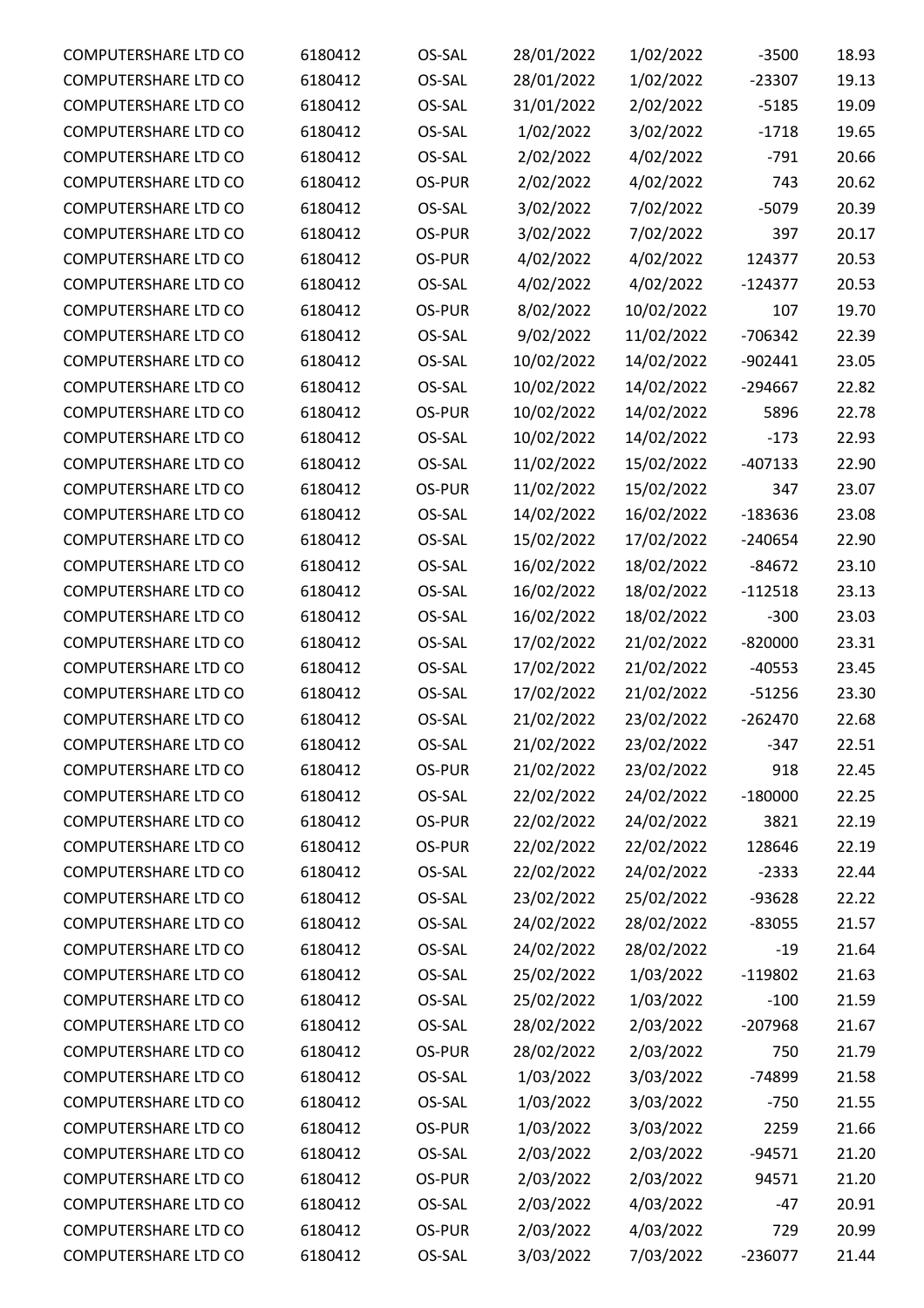| | | | | | | |
|---|---|---|---|---|---|---|
| COMPUTERSHARE LTD CO | 6180412 | OS-SAL | 28/01/2022 | 1/02/2022 | -3500 | 18.93 |
| COMPUTERSHARE LTD CO | 6180412 | OS-SAL | 28/01/2022 | 1/02/2022 | -23307 | 19.13 |
| COMPUTERSHARE LTD CO | 6180412 | OS-SAL | 31/01/2022 | 2/02/2022 | -5185 | 19.09 |
| COMPUTERSHARE LTD CO | 6180412 | OS-SAL | 1/02/2022 | 3/02/2022 | -1718 | 19.65 |
| COMPUTERSHARE LTD CO | 6180412 | OS-SAL | 2/02/2022 | 4/02/2022 | -791 | 20.66 |
| COMPUTERSHARE LTD CO | 6180412 | OS-PUR | 2/02/2022 | 4/02/2022 | 743 | 20.62 |
| COMPUTERSHARE LTD CO | 6180412 | OS-SAL | 3/02/2022 | 7/02/2022 | -5079 | 20.39 |
| COMPUTERSHARE LTD CO | 6180412 | OS-PUR | 3/02/2022 | 7/02/2022 | 397 | 20.17 |
| COMPUTERSHARE LTD CO | 6180412 | OS-PUR | 4/02/2022 | 4/02/2022 | 124377 | 20.53 |
| COMPUTERSHARE LTD CO | 6180412 | OS-SAL | 4/02/2022 | 4/02/2022 | -124377 | 20.53 |
| COMPUTERSHARE LTD CO | 6180412 | OS-PUR | 8/02/2022 | 10/02/2022 | 107 | 19.70 |
| COMPUTERSHARE LTD CO | 6180412 | OS-SAL | 9/02/2022 | 11/02/2022 | -706342 | 22.39 |
| COMPUTERSHARE LTD CO | 6180412 | OS-SAL | 10/02/2022 | 14/02/2022 | -902441 | 23.05 |
| COMPUTERSHARE LTD CO | 6180412 | OS-SAL | 10/02/2022 | 14/02/2022 | -294667 | 22.82 |
| COMPUTERSHARE LTD CO | 6180412 | OS-PUR | 10/02/2022 | 14/02/2022 | 5896 | 22.78 |
| COMPUTERSHARE LTD CO | 6180412 | OS-SAL | 10/02/2022 | 14/02/2022 | -173 | 22.93 |
| COMPUTERSHARE LTD CO | 6180412 | OS-SAL | 11/02/2022 | 15/02/2022 | -407133 | 22.90 |
| COMPUTERSHARE LTD CO | 6180412 | OS-PUR | 11/02/2022 | 15/02/2022 | 347 | 23.07 |
| COMPUTERSHARE LTD CO | 6180412 | OS-SAL | 14/02/2022 | 16/02/2022 | -183636 | 23.08 |
| COMPUTERSHARE LTD CO | 6180412 | OS-SAL | 15/02/2022 | 17/02/2022 | -240654 | 22.90 |
| COMPUTERSHARE LTD CO | 6180412 | OS-SAL | 16/02/2022 | 18/02/2022 | -84672 | 23.10 |
| COMPUTERSHARE LTD CO | 6180412 | OS-SAL | 16/02/2022 | 18/02/2022 | -112518 | 23.13 |
| COMPUTERSHARE LTD CO | 6180412 | OS-SAL | 16/02/2022 | 18/02/2022 | -300 | 23.03 |
| COMPUTERSHARE LTD CO | 6180412 | OS-SAL | 17/02/2022 | 21/02/2022 | -820000 | 23.31 |
| COMPUTERSHARE LTD CO | 6180412 | OS-SAL | 17/02/2022 | 21/02/2022 | -40553 | 23.45 |
| COMPUTERSHARE LTD CO | 6180412 | OS-SAL | 17/02/2022 | 21/02/2022 | -51256 | 23.30 |
| COMPUTERSHARE LTD CO | 6180412 | OS-SAL | 21/02/2022 | 23/02/2022 | -262470 | 22.68 |
| COMPUTERSHARE LTD CO | 6180412 | OS-SAL | 21/02/2022 | 23/02/2022 | -347 | 22.51 |
| COMPUTERSHARE LTD CO | 6180412 | OS-PUR | 21/02/2022 | 23/02/2022 | 918 | 22.45 |
| COMPUTERSHARE LTD CO | 6180412 | OS-SAL | 22/02/2022 | 24/02/2022 | -180000 | 22.25 |
| COMPUTERSHARE LTD CO | 6180412 | OS-PUR | 22/02/2022 | 24/02/2022 | 3821 | 22.19 |
| COMPUTERSHARE LTD CO | 6180412 | OS-PUR | 22/02/2022 | 22/02/2022 | 128646 | 22.19 |
| COMPUTERSHARE LTD CO | 6180412 | OS-SAL | 22/02/2022 | 24/02/2022 | -2333 | 22.44 |
| COMPUTERSHARE LTD CO | 6180412 | OS-SAL | 23/02/2022 | 25/02/2022 | -93628 | 22.22 |
| COMPUTERSHARE LTD CO | 6180412 | OS-SAL | 24/02/2022 | 28/02/2022 | -83055 | 21.57 |
| COMPUTERSHARE LTD CO | 6180412 | OS-SAL | 24/02/2022 | 28/02/2022 | -19 | 21.64 |
| COMPUTERSHARE LTD CO | 6180412 | OS-SAL | 25/02/2022 | 1/03/2022 | -119802 | 21.63 |
| COMPUTERSHARE LTD CO | 6180412 | OS-SAL | 25/02/2022 | 1/03/2022 | -100 | 21.59 |
| COMPUTERSHARE LTD CO | 6180412 | OS-SAL | 28/02/2022 | 2/03/2022 | -207968 | 21.67 |
| COMPUTERSHARE LTD CO | 6180412 | OS-PUR | 28/02/2022 | 2/03/2022 | 750 | 21.79 |
| COMPUTERSHARE LTD CO | 6180412 | OS-SAL | 1/03/2022 | 3/03/2022 | -74899 | 21.58 |
| COMPUTERSHARE LTD CO | 6180412 | OS-SAL | 1/03/2022 | 3/03/2022 | -750 | 21.55 |
| COMPUTERSHARE LTD CO | 6180412 | OS-PUR | 1/03/2022 | 3/03/2022 | 2259 | 21.66 |
| COMPUTERSHARE LTD CO | 6180412 | OS-SAL | 2/03/2022 | 2/03/2022 | -94571 | 21.20 |
| COMPUTERSHARE LTD CO | 6180412 | OS-PUR | 2/03/2022 | 2/03/2022 | 94571 | 21.20 |
| COMPUTERSHARE LTD CO | 6180412 | OS-SAL | 2/03/2022 | 4/03/2022 | -47 | 20.91 |
| COMPUTERSHARE LTD CO | 6180412 | OS-PUR | 2/03/2022 | 4/03/2022 | 729 | 20.99 |
| COMPUTERSHARE LTD CO | 6180412 | OS-SAL | 3/03/2022 | 7/03/2022 | -236077 | 21.44 |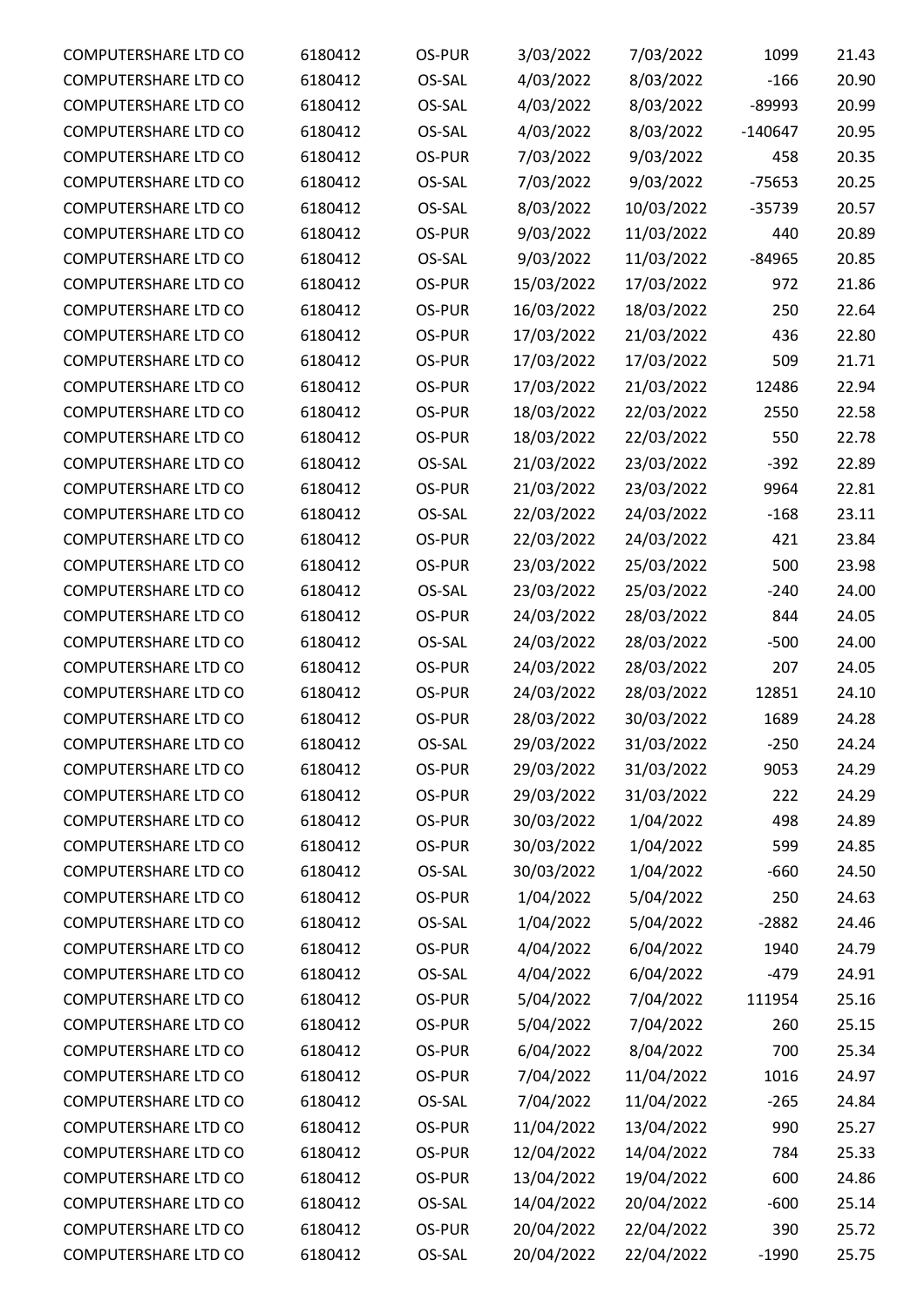| | | | | | | |
|---|---|---|---|---|---|---|
| COMPUTERSHARE LTD CO | 6180412 | OS-PUR | 3/03/2022 | 7/03/2022 | 1099 | 21.43 |
| COMPUTERSHARE LTD CO | 6180412 | OS-SAL | 4/03/2022 | 8/03/2022 | -166 | 20.90 |
| COMPUTERSHARE LTD CO | 6180412 | OS-SAL | 4/03/2022 | 8/03/2022 | -89993 | 20.99 |
| COMPUTERSHARE LTD CO | 6180412 | OS-SAL | 4/03/2022 | 8/03/2022 | -140647 | 20.95 |
| COMPUTERSHARE LTD CO | 6180412 | OS-PUR | 7/03/2022 | 9/03/2022 | 458 | 20.35 |
| COMPUTERSHARE LTD CO | 6180412 | OS-SAL | 7/03/2022 | 9/03/2022 | -75653 | 20.25 |
| COMPUTERSHARE LTD CO | 6180412 | OS-SAL | 8/03/2022 | 10/03/2022 | -35739 | 20.57 |
| COMPUTERSHARE LTD CO | 6180412 | OS-PUR | 9/03/2022 | 11/03/2022 | 440 | 20.89 |
| COMPUTERSHARE LTD CO | 6180412 | OS-SAL | 9/03/2022 | 11/03/2022 | -84965 | 20.85 |
| COMPUTERSHARE LTD CO | 6180412 | OS-PUR | 15/03/2022 | 17/03/2022 | 972 | 21.86 |
| COMPUTERSHARE LTD CO | 6180412 | OS-PUR | 16/03/2022 | 18/03/2022 | 250 | 22.64 |
| COMPUTERSHARE LTD CO | 6180412 | OS-PUR | 17/03/2022 | 21/03/2022 | 436 | 22.80 |
| COMPUTERSHARE LTD CO | 6180412 | OS-PUR | 17/03/2022 | 17/03/2022 | 509 | 21.71 |
| COMPUTERSHARE LTD CO | 6180412 | OS-PUR | 17/03/2022 | 21/03/2022 | 12486 | 22.94 |
| COMPUTERSHARE LTD CO | 6180412 | OS-PUR | 18/03/2022 | 22/03/2022 | 2550 | 22.58 |
| COMPUTERSHARE LTD CO | 6180412 | OS-PUR | 18/03/2022 | 22/03/2022 | 550 | 22.78 |
| COMPUTERSHARE LTD CO | 6180412 | OS-SAL | 21/03/2022 | 23/03/2022 | -392 | 22.89 |
| COMPUTERSHARE LTD CO | 6180412 | OS-PUR | 21/03/2022 | 23/03/2022 | 9964 | 22.81 |
| COMPUTERSHARE LTD CO | 6180412 | OS-SAL | 22/03/2022 | 24/03/2022 | -168 | 23.11 |
| COMPUTERSHARE LTD CO | 6180412 | OS-PUR | 22/03/2022 | 24/03/2022 | 421 | 23.84 |
| COMPUTERSHARE LTD CO | 6180412 | OS-PUR | 23/03/2022 | 25/03/2022 | 500 | 23.98 |
| COMPUTERSHARE LTD CO | 6180412 | OS-SAL | 23/03/2022 | 25/03/2022 | -240 | 24.00 |
| COMPUTERSHARE LTD CO | 6180412 | OS-PUR | 24/03/2022 | 28/03/2022 | 844 | 24.05 |
| COMPUTERSHARE LTD CO | 6180412 | OS-SAL | 24/03/2022 | 28/03/2022 | -500 | 24.00 |
| COMPUTERSHARE LTD CO | 6180412 | OS-PUR | 24/03/2022 | 28/03/2022 | 207 | 24.05 |
| COMPUTERSHARE LTD CO | 6180412 | OS-PUR | 24/03/2022 | 28/03/2022 | 12851 | 24.10 |
| COMPUTERSHARE LTD CO | 6180412 | OS-PUR | 28/03/2022 | 30/03/2022 | 1689 | 24.28 |
| COMPUTERSHARE LTD CO | 6180412 | OS-SAL | 29/03/2022 | 31/03/2022 | -250 | 24.24 |
| COMPUTERSHARE LTD CO | 6180412 | OS-PUR | 29/03/2022 | 31/03/2022 | 9053 | 24.29 |
| COMPUTERSHARE LTD CO | 6180412 | OS-PUR | 29/03/2022 | 31/03/2022 | 222 | 24.29 |
| COMPUTERSHARE LTD CO | 6180412 | OS-PUR | 30/03/2022 | 1/04/2022 | 498 | 24.89 |
| COMPUTERSHARE LTD CO | 6180412 | OS-PUR | 30/03/2022 | 1/04/2022 | 599 | 24.85 |
| COMPUTERSHARE LTD CO | 6180412 | OS-SAL | 30/03/2022 | 1/04/2022 | -660 | 24.50 |
| COMPUTERSHARE LTD CO | 6180412 | OS-PUR | 1/04/2022 | 5/04/2022 | 250 | 24.63 |
| COMPUTERSHARE LTD CO | 6180412 | OS-SAL | 1/04/2022 | 5/04/2022 | -2882 | 24.46 |
| COMPUTERSHARE LTD CO | 6180412 | OS-PUR | 4/04/2022 | 6/04/2022 | 1940 | 24.79 |
| COMPUTERSHARE LTD CO | 6180412 | OS-SAL | 4/04/2022 | 6/04/2022 | -479 | 24.91 |
| COMPUTERSHARE LTD CO | 6180412 | OS-PUR | 5/04/2022 | 7/04/2022 | 111954 | 25.16 |
| COMPUTERSHARE LTD CO | 6180412 | OS-PUR | 5/04/2022 | 7/04/2022 | 260 | 25.15 |
| COMPUTERSHARE LTD CO | 6180412 | OS-PUR | 6/04/2022 | 8/04/2022 | 700 | 25.34 |
| COMPUTERSHARE LTD CO | 6180412 | OS-PUR | 7/04/2022 | 11/04/2022 | 1016 | 24.97 |
| COMPUTERSHARE LTD CO | 6180412 | OS-SAL | 7/04/2022 | 11/04/2022 | -265 | 24.84 |
| COMPUTERSHARE LTD CO | 6180412 | OS-PUR | 11/04/2022 | 13/04/2022 | 990 | 25.27 |
| COMPUTERSHARE LTD CO | 6180412 | OS-PUR | 12/04/2022 | 14/04/2022 | 784 | 25.33 |
| COMPUTERSHARE LTD CO | 6180412 | OS-PUR | 13/04/2022 | 19/04/2022 | 600 | 24.86 |
| COMPUTERSHARE LTD CO | 6180412 | OS-SAL | 14/04/2022 | 20/04/2022 | -600 | 25.14 |
| COMPUTERSHARE LTD CO | 6180412 | OS-PUR | 20/04/2022 | 22/04/2022 | 390 | 25.72 |
| COMPUTERSHARE LTD CO | 6180412 | OS-SAL | 20/04/2022 | 22/04/2022 | -1990 | 25.75 |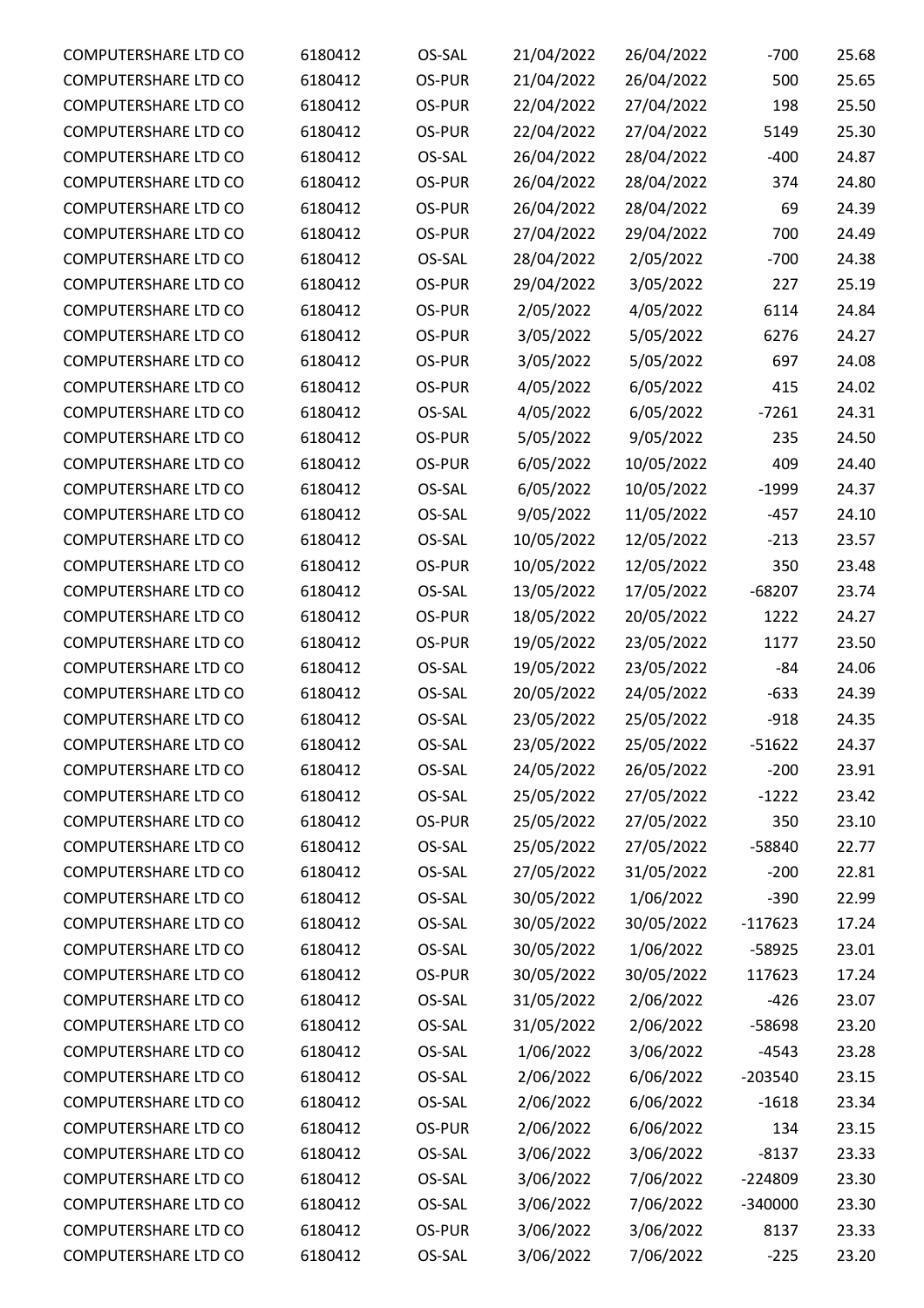| | | | | | | |
|---|---|---|---|---|---|---|
| COMPUTERSHARE LTD CO | 6180412 | OS-SAL | 21/04/2022 | 26/04/2022 | -700 | 25.68 |
| COMPUTERSHARE LTD CO | 6180412 | OS-PUR | 21/04/2022 | 26/04/2022 | 500 | 25.65 |
| COMPUTERSHARE LTD CO | 6180412 | OS-PUR | 22/04/2022 | 27/04/2022 | 198 | 25.50 |
| COMPUTERSHARE LTD CO | 6180412 | OS-PUR | 22/04/2022 | 27/04/2022 | 5149 | 25.30 |
| COMPUTERSHARE LTD CO | 6180412 | OS-SAL | 26/04/2022 | 28/04/2022 | -400 | 24.87 |
| COMPUTERSHARE LTD CO | 6180412 | OS-PUR | 26/04/2022 | 28/04/2022 | 374 | 24.80 |
| COMPUTERSHARE LTD CO | 6180412 | OS-PUR | 26/04/2022 | 28/04/2022 | 69 | 24.39 |
| COMPUTERSHARE LTD CO | 6180412 | OS-PUR | 27/04/2022 | 29/04/2022 | 700 | 24.49 |
| COMPUTERSHARE LTD CO | 6180412 | OS-SAL | 28/04/2022 | 2/05/2022 | -700 | 24.38 |
| COMPUTERSHARE LTD CO | 6180412 | OS-PUR | 29/04/2022 | 3/05/2022 | 227 | 25.19 |
| COMPUTERSHARE LTD CO | 6180412 | OS-PUR | 2/05/2022 | 4/05/2022 | 6114 | 24.84 |
| COMPUTERSHARE LTD CO | 6180412 | OS-PUR | 3/05/2022 | 5/05/2022 | 6276 | 24.27 |
| COMPUTERSHARE LTD CO | 6180412 | OS-PUR | 3/05/2022 | 5/05/2022 | 697 | 24.08 |
| COMPUTERSHARE LTD CO | 6180412 | OS-PUR | 4/05/2022 | 6/05/2022 | 415 | 24.02 |
| COMPUTERSHARE LTD CO | 6180412 | OS-SAL | 4/05/2022 | 6/05/2022 | -7261 | 24.31 |
| COMPUTERSHARE LTD CO | 6180412 | OS-PUR | 5/05/2022 | 9/05/2022 | 235 | 24.50 |
| COMPUTERSHARE LTD CO | 6180412 | OS-PUR | 6/05/2022 | 10/05/2022 | 409 | 24.40 |
| COMPUTERSHARE LTD CO | 6180412 | OS-SAL | 6/05/2022 | 10/05/2022 | -1999 | 24.37 |
| COMPUTERSHARE LTD CO | 6180412 | OS-SAL | 9/05/2022 | 11/05/2022 | -457 | 24.10 |
| COMPUTERSHARE LTD CO | 6180412 | OS-SAL | 10/05/2022 | 12/05/2022 | -213 | 23.57 |
| COMPUTERSHARE LTD CO | 6180412 | OS-PUR | 10/05/2022 | 12/05/2022 | 350 | 23.48 |
| COMPUTERSHARE LTD CO | 6180412 | OS-SAL | 13/05/2022 | 17/05/2022 | -68207 | 23.74 |
| COMPUTERSHARE LTD CO | 6180412 | OS-PUR | 18/05/2022 | 20/05/2022 | 1222 | 24.27 |
| COMPUTERSHARE LTD CO | 6180412 | OS-PUR | 19/05/2022 | 23/05/2022 | 1177 | 23.50 |
| COMPUTERSHARE LTD CO | 6180412 | OS-SAL | 19/05/2022 | 23/05/2022 | -84 | 24.06 |
| COMPUTERSHARE LTD CO | 6180412 | OS-SAL | 20/05/2022 | 24/05/2022 | -633 | 24.39 |
| COMPUTERSHARE LTD CO | 6180412 | OS-SAL | 23/05/2022 | 25/05/2022 | -918 | 24.35 |
| COMPUTERSHARE LTD CO | 6180412 | OS-SAL | 23/05/2022 | 25/05/2022 | -51622 | 24.37 |
| COMPUTERSHARE LTD CO | 6180412 | OS-SAL | 24/05/2022 | 26/05/2022 | -200 | 23.91 |
| COMPUTERSHARE LTD CO | 6180412 | OS-SAL | 25/05/2022 | 27/05/2022 | -1222 | 23.42 |
| COMPUTERSHARE LTD CO | 6180412 | OS-PUR | 25/05/2022 | 27/05/2022 | 350 | 23.10 |
| COMPUTERSHARE LTD CO | 6180412 | OS-SAL | 25/05/2022 | 27/05/2022 | -58840 | 22.77 |
| COMPUTERSHARE LTD CO | 6180412 | OS-SAL | 27/05/2022 | 31/05/2022 | -200 | 22.81 |
| COMPUTERSHARE LTD CO | 6180412 | OS-SAL | 30/05/2022 | 1/06/2022 | -390 | 22.99 |
| COMPUTERSHARE LTD CO | 6180412 | OS-SAL | 30/05/2022 | 30/05/2022 | -117623 | 17.24 |
| COMPUTERSHARE LTD CO | 6180412 | OS-SAL | 30/05/2022 | 1/06/2022 | -58925 | 23.01 |
| COMPUTERSHARE LTD CO | 6180412 | OS-PUR | 30/05/2022 | 30/05/2022 | 117623 | 17.24 |
| COMPUTERSHARE LTD CO | 6180412 | OS-SAL | 31/05/2022 | 2/06/2022 | -426 | 23.07 |
| COMPUTERSHARE LTD CO | 6180412 | OS-SAL | 31/05/2022 | 2/06/2022 | -58698 | 23.20 |
| COMPUTERSHARE LTD CO | 6180412 | OS-SAL | 1/06/2022 | 3/06/2022 | -4543 | 23.28 |
| COMPUTERSHARE LTD CO | 6180412 | OS-SAL | 2/06/2022 | 6/06/2022 | -203540 | 23.15 |
| COMPUTERSHARE LTD CO | 6180412 | OS-SAL | 2/06/2022 | 6/06/2022 | -1618 | 23.34 |
| COMPUTERSHARE LTD CO | 6180412 | OS-PUR | 2/06/2022 | 6/06/2022 | 134 | 23.15 |
| COMPUTERSHARE LTD CO | 6180412 | OS-SAL | 3/06/2022 | 3/06/2022 | -8137 | 23.33 |
| COMPUTERSHARE LTD CO | 6180412 | OS-SAL | 3/06/2022 | 7/06/2022 | -224809 | 23.30 |
| COMPUTERSHARE LTD CO | 6180412 | OS-SAL | 3/06/2022 | 7/06/2022 | -340000 | 23.30 |
| COMPUTERSHARE LTD CO | 6180412 | OS-PUR | 3/06/2022 | 3/06/2022 | 8137 | 23.33 |
| COMPUTERSHARE LTD CO | 6180412 | OS-SAL | 3/06/2022 | 7/06/2022 | -225 | 23.20 |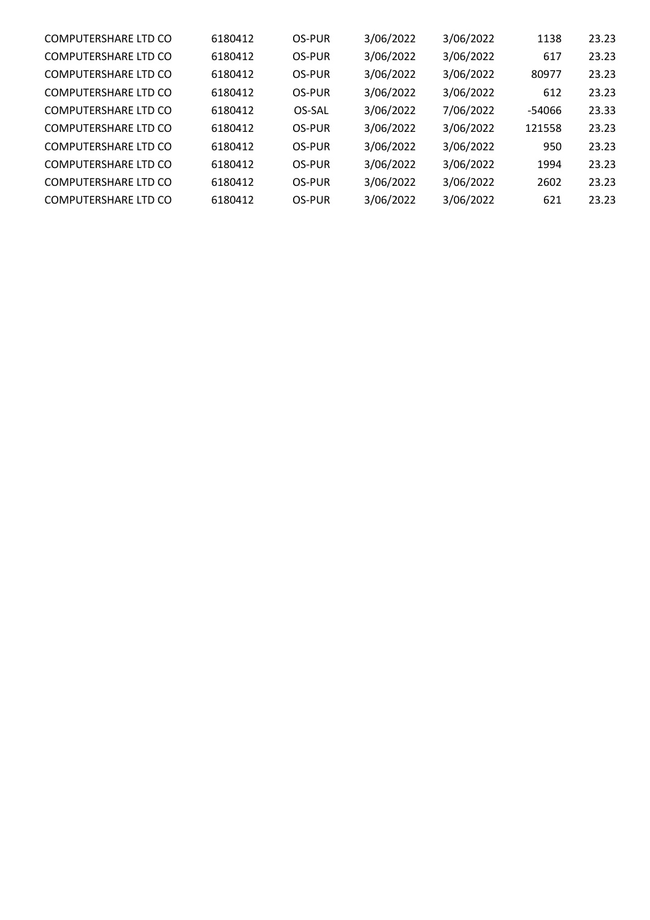| | | | | | | |
|---|---|---|---|---|---|---|
| COMPUTERSHARE LTD CO | 6180412 | OS-PUR | 3/06/2022 | 3/06/2022 | 1138 | 23.23 |
| COMPUTERSHARE LTD CO | 6180412 | OS-PUR | 3/06/2022 | 3/06/2022 | 617 | 23.23 |
| COMPUTERSHARE LTD CO | 6180412 | OS-PUR | 3/06/2022 | 3/06/2022 | 80977 | 23.23 |
| COMPUTERSHARE LTD CO | 6180412 | OS-PUR | 3/06/2022 | 3/06/2022 | 612 | 23.23 |
| COMPUTERSHARE LTD CO | 6180412 | OS-SAL | 3/06/2022 | 7/06/2022 | -54066 | 23.33 |
| COMPUTERSHARE LTD CO | 6180412 | OS-PUR | 3/06/2022 | 3/06/2022 | 121558 | 23.23 |
| COMPUTERSHARE LTD CO | 6180412 | OS-PUR | 3/06/2022 | 3/06/2022 | 950 | 23.23 |
| COMPUTERSHARE LTD CO | 6180412 | OS-PUR | 3/06/2022 | 3/06/2022 | 1994 | 23.23 |
| COMPUTERSHARE LTD CO | 6180412 | OS-PUR | 3/06/2022 | 3/06/2022 | 2602 | 23.23 |
| COMPUTERSHARE LTD CO | 6180412 | OS-PUR | 3/06/2022 | 3/06/2022 | 621 | 23.23 |